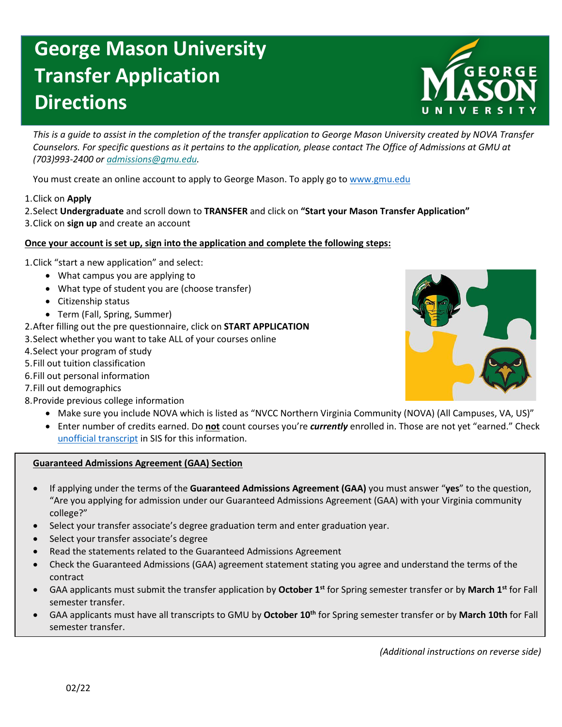# George Mason University Transfer Application Directions

*This is a guide to assist in the completion of the transfer application to George Mason University created by NOVA Transfer Counselors. For specific questions as it pertains to the application, please contact The Office of Admissions at GMU at (703)993-2400 or admissions@gmu.edu.*

You must create an online account to apply to George Mason. To apply go to www.gmu.edu

1. Click on **Apply**
2. Select **Undergraduate** and scroll down to **TRANSFER** and click on **"Start your Mason Transfer Application"**
3. Click on **sign up** and create an account

**Once your account is set up, sign into the application and complete the following steps:**

1. Click "start a new application" and select:
   - What campus you are applying to
   - What type of student you are (choose transfer)
   - Citizenship status
   - Term (Fall, Spring, Summer)
2. After filling out the pre questionnaire, click on **START APPLICATION**
3. Select whether you want to take ALL of your courses online
4. Select your program of study
5. Fill out tuition classification
6. Fill out personal information
7. Fill out demographics
8. Provide previous college information
   - Make sure you include NOVA which is listed as "NVCC Northern Virginia Community (NOVA) (All Campuses, VA, US)"
   - Enter number of credits earned. Do **not** count courses you're ***currently*** enrolled in. Those are not yet "earned." Check unofficial transcript in SIS for this information.

**Guaranteed Admissions Agreement (GAA) Section**

- If applying under the terms of the **Guaranteed Admissions Agreement (GAA)** you must answer "**yes**" to the question, "Are you applying for admission under our Guaranteed Admissions Agreement (GAA) with your Virginia community college?"
- Select your transfer associate's degree graduation term and enter graduation year.
- Select your transfer associate's degree
- Read the statements related to the Guaranteed Admissions Agreement
- Check the Guaranteed Admissions (GAA) agreement statement stating you agree and understand the terms of the contract
- GAA applicants must submit the transfer application by **October 1st** for Spring semester transfer or by **March 1st** for Fall semester transfer.
- GAA applicants must have all transcripts to GMU by **October 10th** for Spring semester transfer or by **March 10th** for Fall semester transfer.

*(Additional instructions on reverse side)*

02/22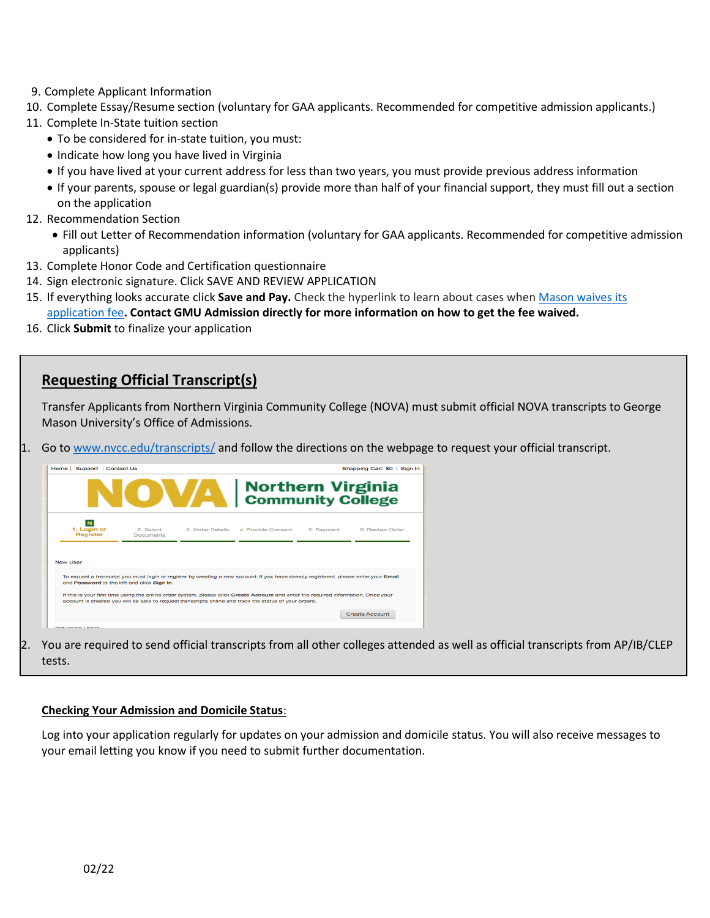9. Complete Applicant Information
10. Complete Essay/Resume section (voluntary for GAA applicants. Recommended for competitive admission applicants.)
11. Complete In-State tuition section
    - To be considered for in-state tuition, you must:
    - Indicate how long you have lived in Virginia
    - If you have lived at your current address for less than two years, you must provide previous address information
    - If your parents, spouse or legal guardian(s) provide more than half of your financial support, they must fill out a section on the application
12. Recommendation Section
    - Fill out Letter of Recommendation information (voluntary for GAA applicants. Recommended for competitive admission applicants)
13. Complete Honor Code and Certification questionnaire
14. Sign electronic signature. Click SAVE AND REVIEW APPLICATION
15. If everything looks accurate click **Save and Pay.** Check the hyperlink to learn about cases when Mason waives its application fee. **Contact GMU Admission directly for more information on how to get the fee waived.**
16. Click **Submit** to finalize your application

## Requesting Official Transcript(s)

Transfer Applicants from Northern Virginia Community College (NOVA) must submit official NOVA transcripts to George Mason University's Office of Admissions.

1. Go to www.nvcc.edu/transcripts/ and follow the directions on the webpage to request your official transcript.
2. You are required to send official transcripts from all other colleges attended as well as official transcripts from AP/IB/CLEP tests.

**Checking Your Admission and Domicile Status**:

Log into your application regularly for updates on your admission and domicile status. You will also receive messages to your email letting you know if you need to submit further documentation.